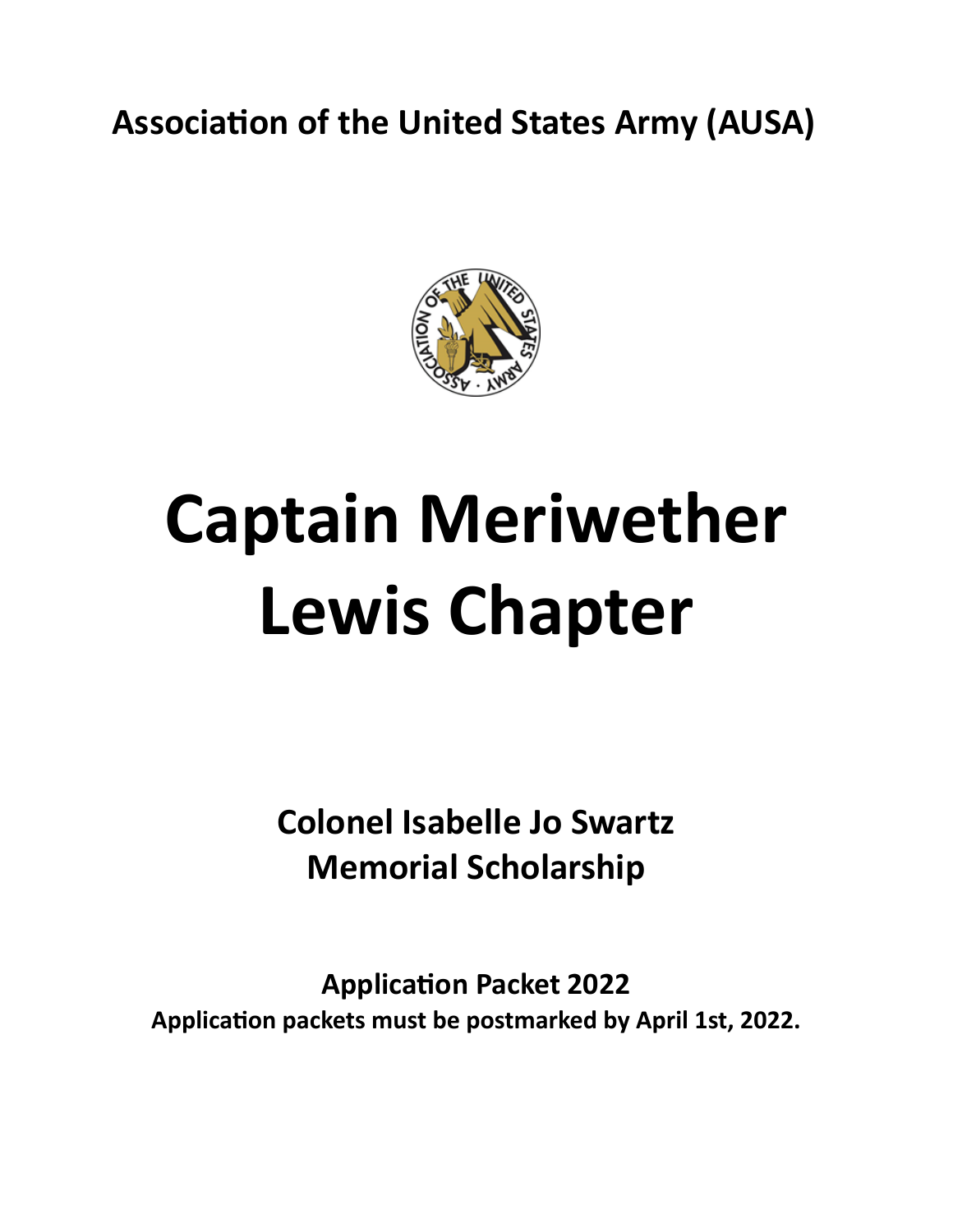**Association of the United States Army (AUSA)**

# Captain Meriwether Lewis Chapter

## Colonel Isabelle Jo Swartz Memorial Scholarship

**Application Packet 2022**

**Application packets must be postmarked by April 1st, 2022.**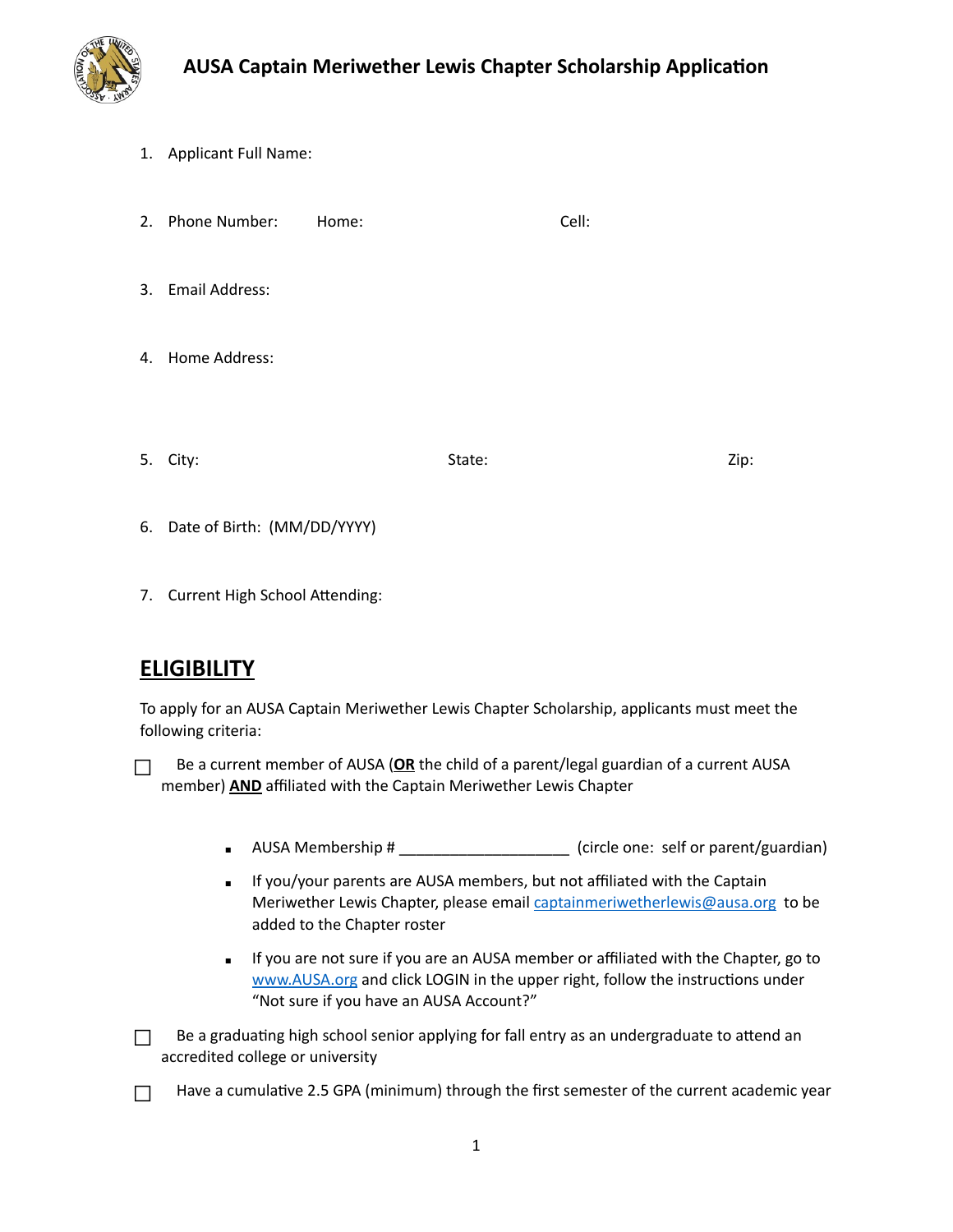# AUSA Captain Meriwether Lewis Chapter Scholarship Application

1. Applicant Full Name:

2. Phone Number: Home: Cell:

3. Email Address:

4. Home Address:

5. City: State: Zip:

6. Date of Birth: (MM/DD/YYYY)

7. Current High School Attending:

## ELIGIBILITY

To apply for an AUSA Captain Meriwether Lewis Chapter Scholarship, applicants must meet the following criteria:

☐ Be a current member of AUSA (**OR** the child of a parent/legal guardian of a current AUSA member) **AND** affiliated with the Captain Meriwether Lewis Chapter

- AUSA Membership # ____________________ (circle one: self or parent/guardian)
- If you/your parents are AUSA members, but not affiliated with the Captain Meriwether Lewis Chapter, please email captainmeriwetherlewis@ausa.org to be added to the Chapter roster
- If you are not sure if you are an AUSA member or affiliated with the Chapter, go to www.AUSA.org and click LOGIN in the upper right, follow the instructions under "Not sure if you have an AUSA Account?"

☐ Be a graduating high school senior applying for fall entry as an undergraduate to attend an accredited college or university

☐ Have a cumulative 2.5 GPA (minimum) through the first semester of the current academic year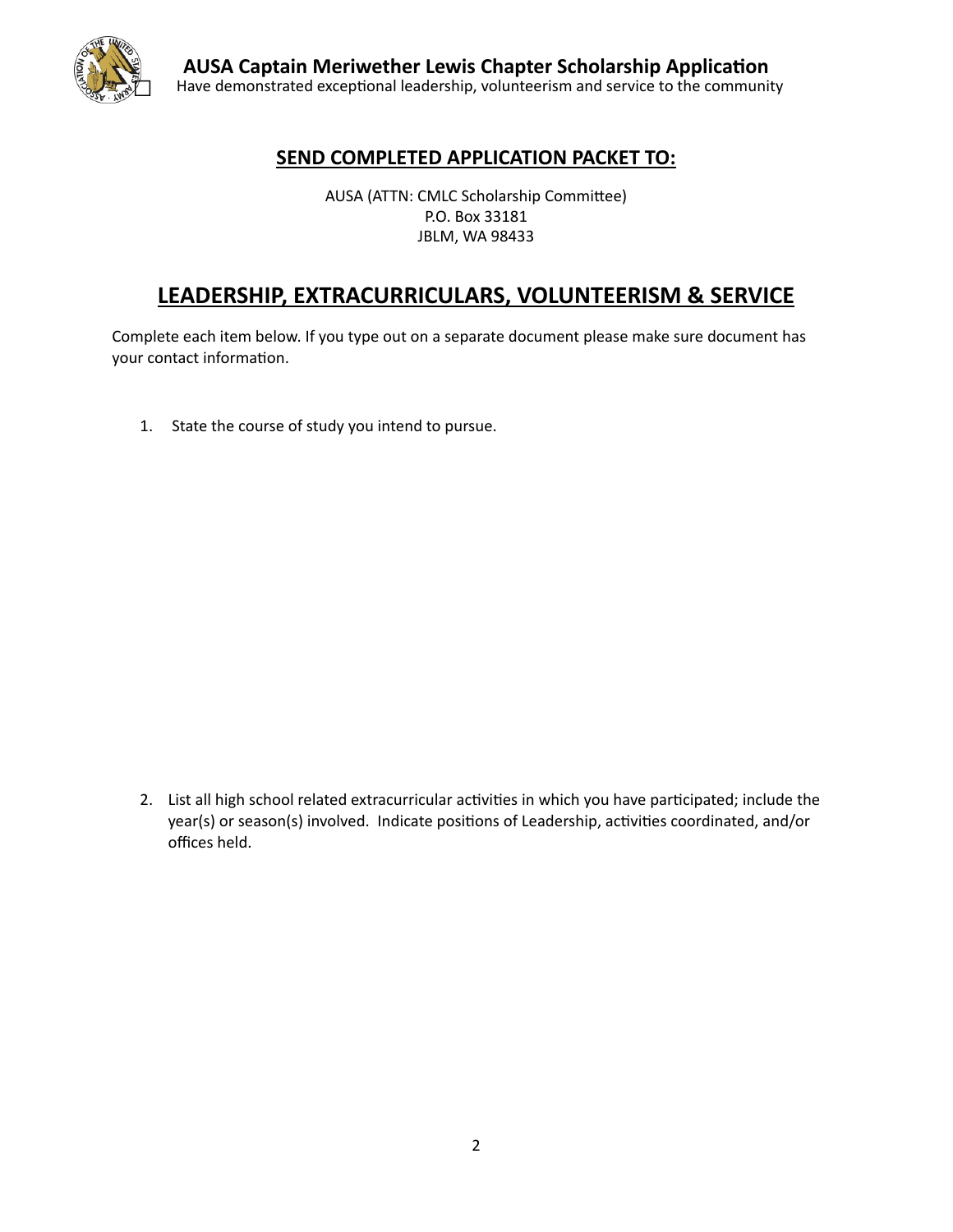**AUSA Captain Meriwether Lewis Chapter Scholarship Application**
Have demonstrated exceptional leadership, volunteerism and service to the community

## SEND COMPLETED APPLICATION PACKET TO:

AUSA (ATTN: CMLC Scholarship Committee)
P.O. Box 33181
JBLM, WA 98433

# LEADERSHIP, EXTRACURRICULARS, VOLUNTEERISM & SERVICE

Complete each item below. If you type out on a separate document please make sure document has your contact information.

1. State the course of study you intend to pursue.

2. List all high school related extracurricular activities in which you have participated; include the year(s) or season(s) involved. Indicate positions of Leadership, activities coordinated, and/or offices held.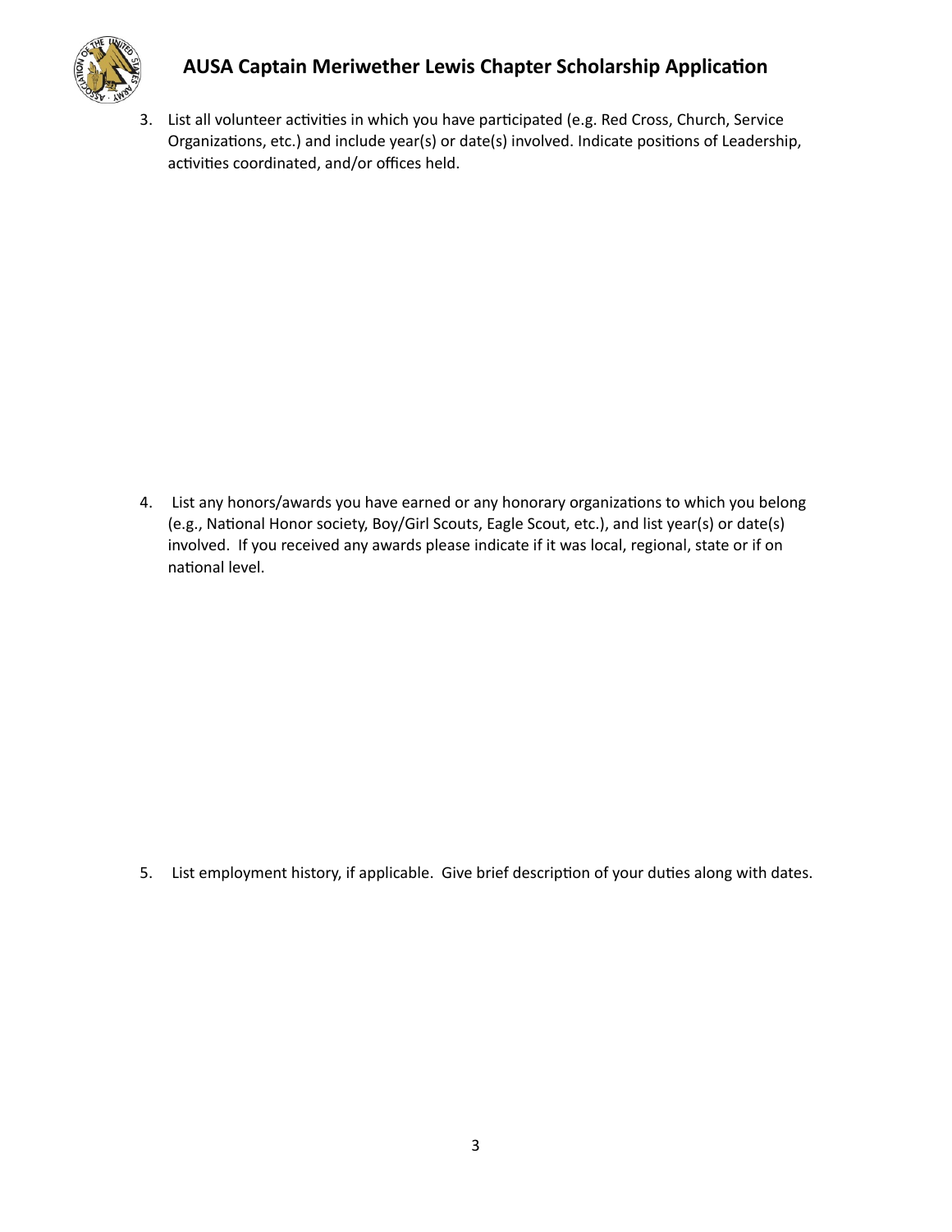3. List all volunteer activities in which you have participated (e.g. Red Cross, Church, Service Organizations, etc.) and include year(s) or date(s) involved. Indicate positions of Leadership, activities coordinated, and/or offices held.

4. List any honors/awards you have earned or any honorary organizations to which you belong (e.g., National Honor society, Boy/Girl Scouts, Eagle Scout, etc.), and list year(s) or date(s) involved. If you received any awards please indicate if it was local, regional, state or if on national level.

5. List employment history, if applicable. Give brief description of your duties along with dates.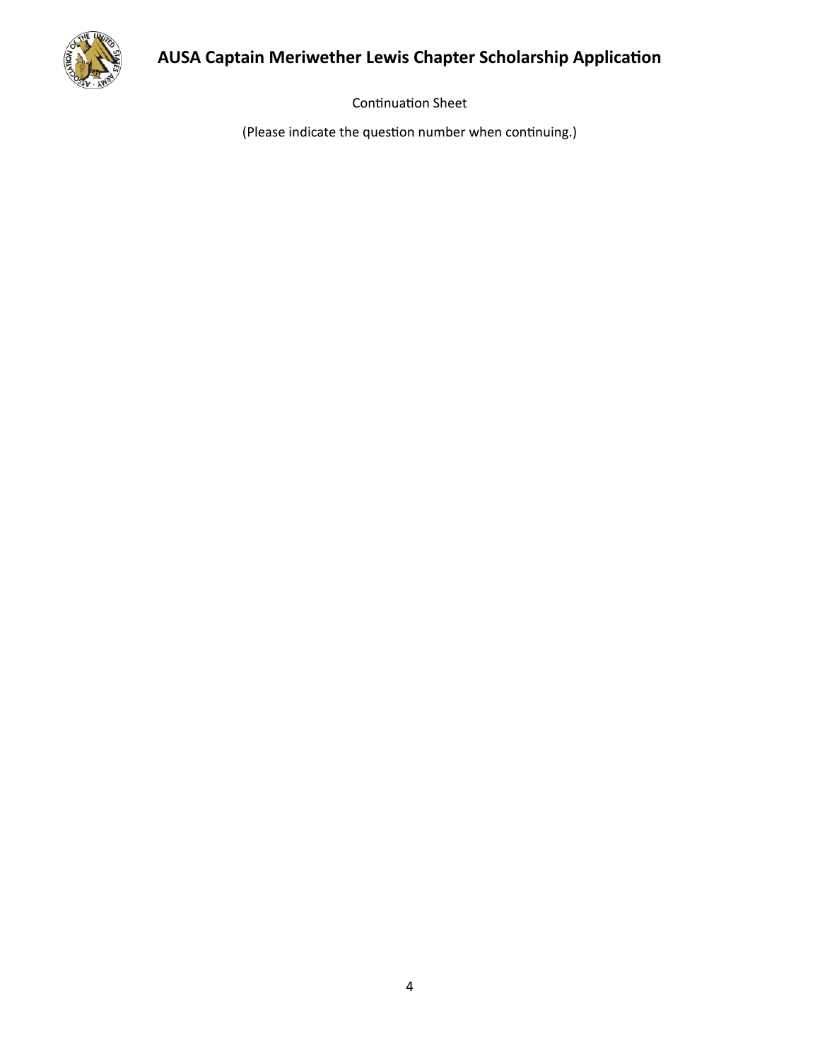Continuation Sheet

(Please indicate the question number when continuing.)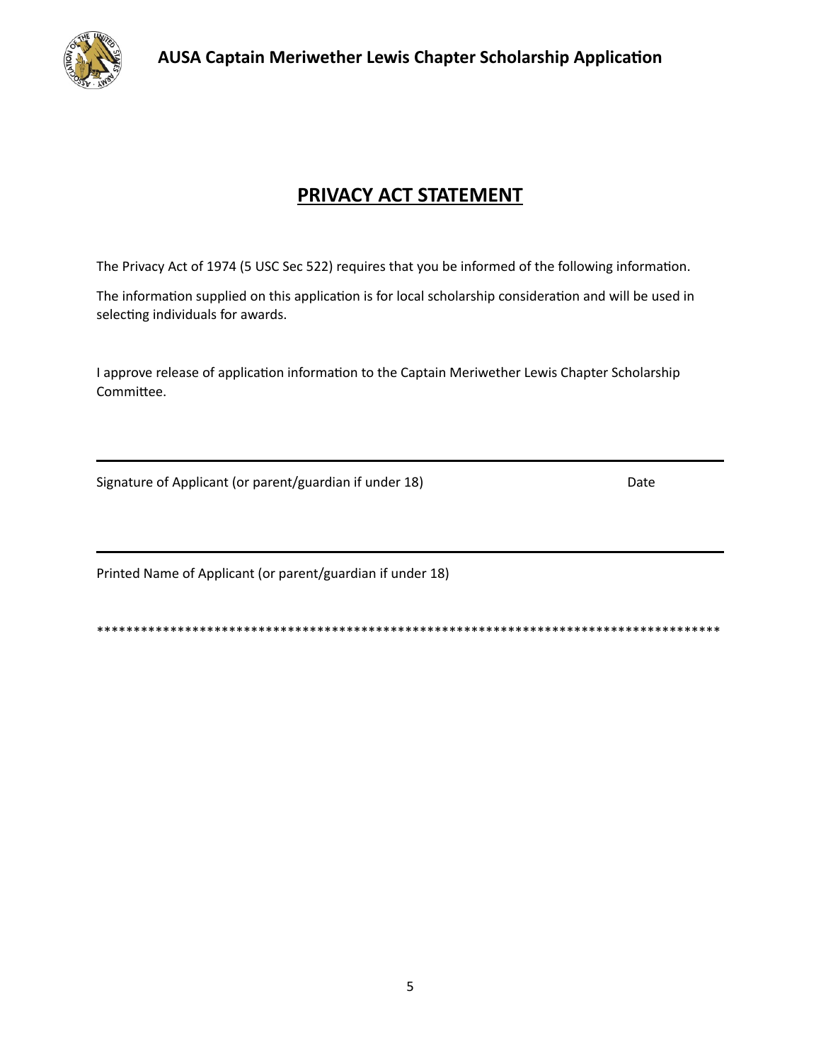## PRIVACY ACT STATEMENT

The Privacy Act of 1974 (5 USC Sec 522) requires that you be informed of the following information.

The information supplied on this application is for local scholarship consideration and will be used in selecting individuals for awards.

I approve release of application information to the Captain Meriwether Lewis Chapter Scholarship Committee.

_______________________________________________________________________________

Signature of Applicant (or parent/guardian if under 18)                                        Date

_______________________________________________________________________________

Printed Name of Applicant (or parent/guardian if under 18)

*************************************************************************************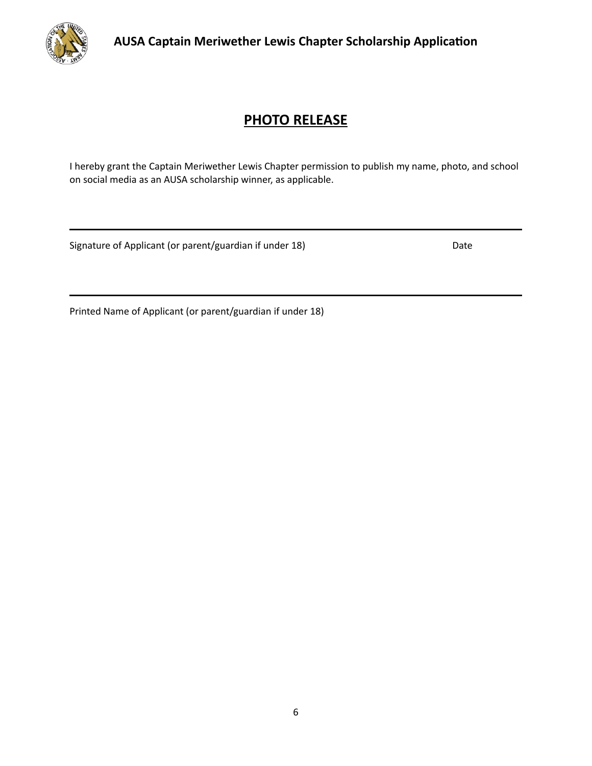# PHOTO RELEASE

I hereby grant the Captain Meriwether Lewis Chapter permission to publish my name, photo, and school on social media as an AUSA scholarship winner, as applicable.

______________________________________________________________________

Signature of Applicant (or parent/guardian if under 18) Date

______________________________________________________________________

Printed Name of Applicant (or parent/guardian if under 18)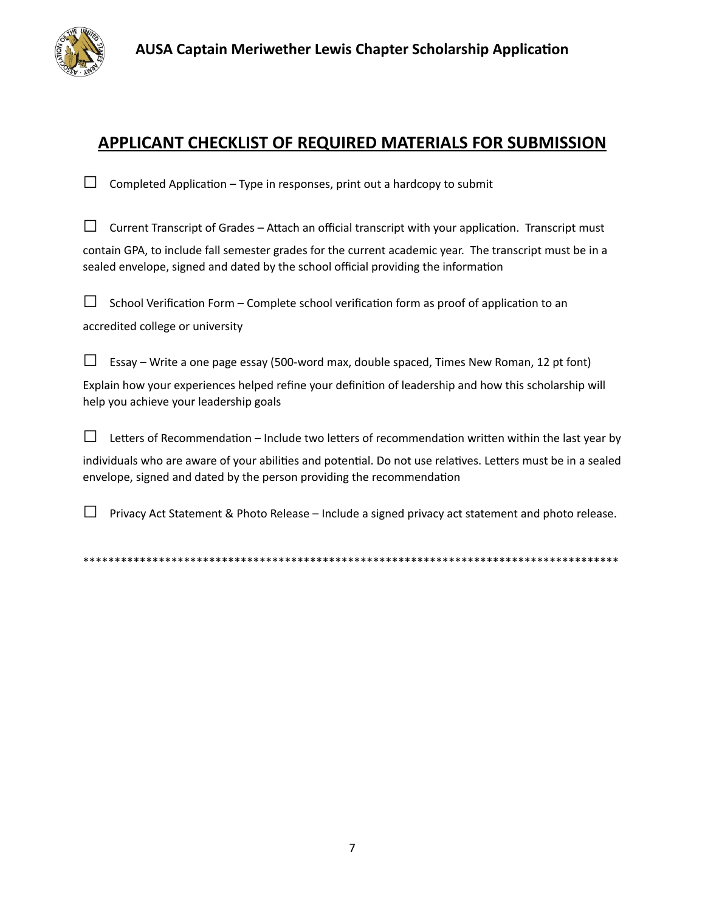## APPLICANT CHECKLIST OF REQUIRED MATERIALS FOR SUBMISSION

☐ Completed Application – Type in responses, print out a hardcopy to submit

☐ Current Transcript of Grades – Attach an official transcript with your application. Transcript must contain GPA, to include fall semester grades for the current academic year. The transcript must be in a sealed envelope, signed and dated by the school official providing the information

☐ School Verification Form – Complete school verification form as proof of application to an accredited college or university

☐ Essay – Write a one page essay (500-word max, double spaced, Times New Roman, 12 pt font) Explain how your experiences helped refine your definition of leadership and how this scholarship will help you achieve your leadership goals

☐ Letters of Recommendation – Include two letters of recommendation written within the last year by individuals who are aware of your abilities and potential. Do not use relatives. Letters must be in a sealed envelope, signed and dated by the person providing the recommendation

☐ Privacy Act Statement & Photo Release – Include a signed privacy act statement and photo release.

***************************************************************************************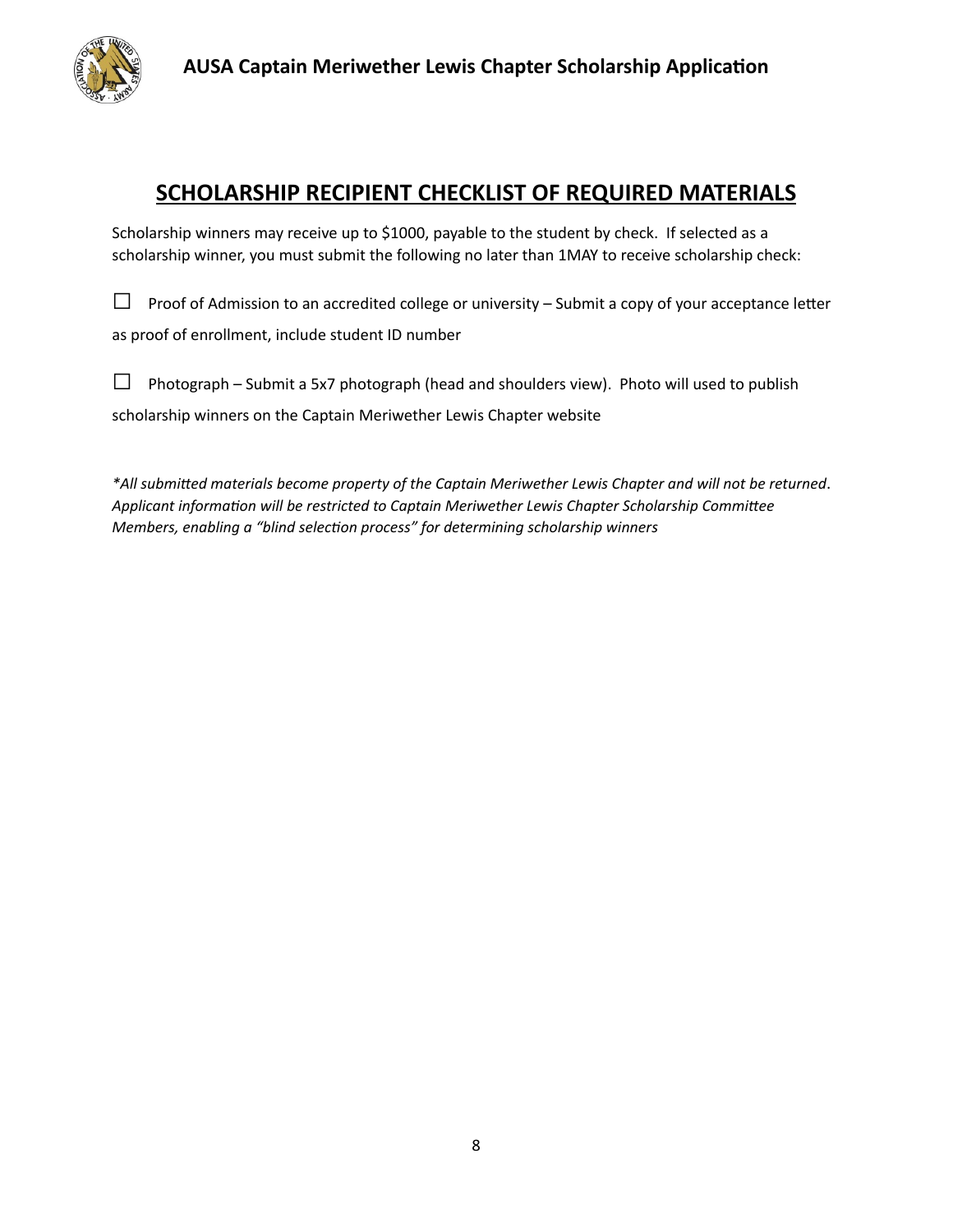## SCHOLARSHIP RECIPIENT CHECKLIST OF REQUIRED MATERIALS

Scholarship winners may receive up to $1000, payable to the student by check. If selected as a scholarship winner, you must submit the following no later than 1MAY to receive scholarship check:

☐ Proof of Admission to an accredited college or university – Submit a copy of your acceptance letter as proof of enrollment, include student ID number

☐ Photograph – Submit a 5x7 photograph (head and shoulders view). Photo will used to publish scholarship winners on the Captain Meriwether Lewis Chapter website

*\*All submitted materials become property of the Captain Meriwether Lewis Chapter and will not be returned. Applicant information will be restricted to Captain Meriwether Lewis Chapter Scholarship Committee Members, enabling a "blind selection process" for determining scholarship winners*